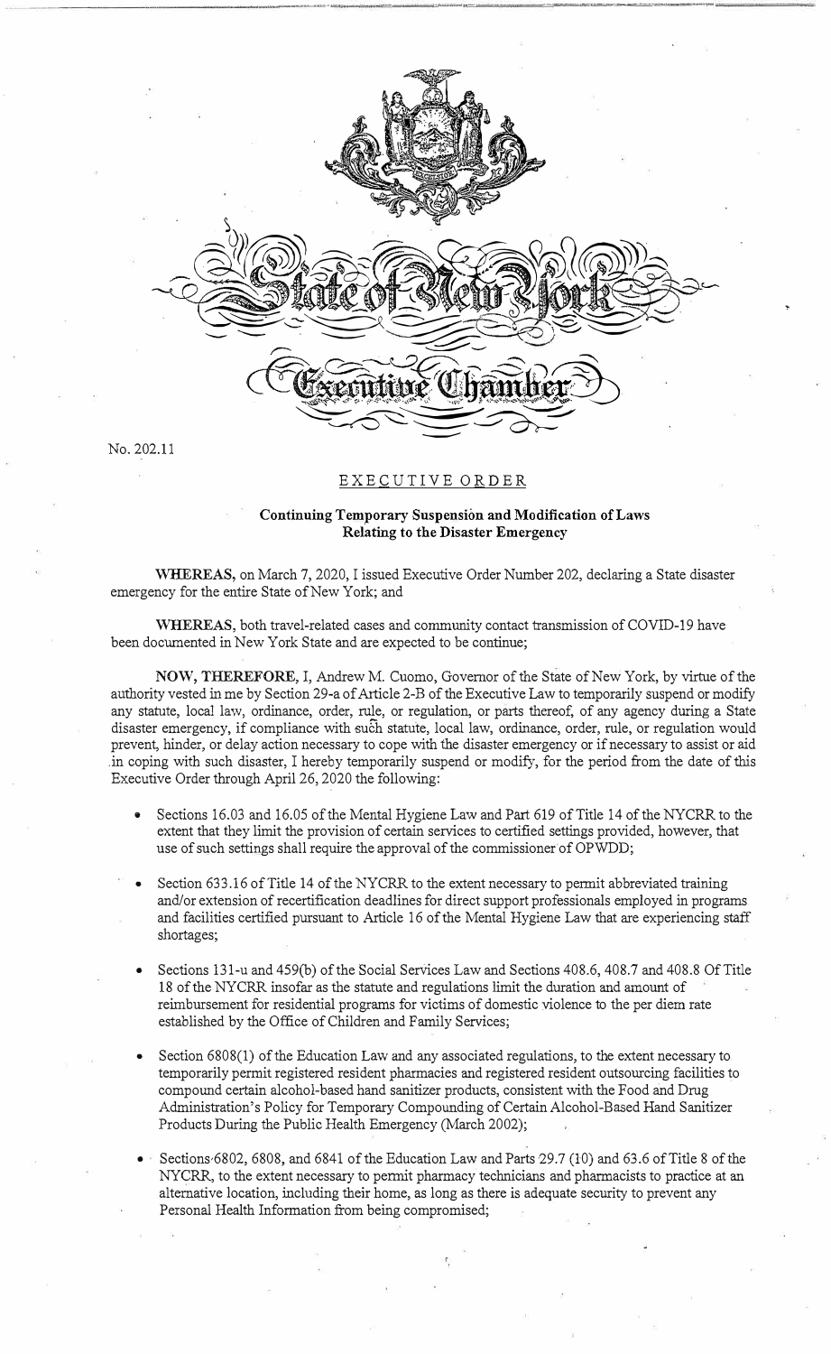State of New York

Executive Chamber

No. 202.11

## EXECUTIVE ORDER

### Continuing Temporary Suspension and Modification of Laws Relating to the Disaster Emergency

**WHEREAS,** on March 7, 2020, I issued Executive Order Number 202, declaring a State disaster emergency for the entire State of New York; and

**WHEREAS,** both travel-related cases and community contact transmission of COVID-19 have been documented in New York State and are expected to be continue;

**NOW, THEREFORE,** I, Andrew M. Cuomo, Governor of the State of New York, by virtue of the authority vested in me by Section 29-a of Article 2-B of the Executive Law to temporarily suspend or modify any statute, local law, ordinance, order, rule, or regulation, or parts thereof, of any agency during a State disaster emergency, if compliance with such statute, local law, ordinance, order, rule, or regulation would prevent, hinder, or delay action necessary to cope with the disaster emergency or if necessary to assist or aid in coping with such disaster, I hereby temporarily suspend or modify, for the period from the date of this Executive Order through April 26, 2020 the following:

- Sections 16.03 and 16.05 of the Mental Hygiene Law and Part 619 of Title 14 of the NYCRR to the extent that they limit the provision of certain services to certified settings provided, however, that use of such settings shall require the approval of the commissioner of OPWDD;
- Section 633.16 of Title 14 of the NYCRR to the extent necessary to permit abbreviated training and/or extension of recertification deadlines for direct support professionals employed in programs and facilities certified pursuant to Article 16 of the Mental Hygiene Law that are experiencing staff shortages;
- Sections 131-u and 459(b) of the Social Services Law and Sections 408.6, 408.7 and 408.8 Of Title 18 of the NYCRR insofar as the statute and regulations limit the duration and amount of reimbursement for residential programs for victims of domestic violence to the per diem rate established by the Office of Children and Family Services;
- Section 6808(1) of the Education Law and any associated regulations, to the extent necessary to temporarily permit registered resident pharmacies and registered resident outsourcing facilities to compound certain alcohol-based hand sanitizer products, consistent with the Food and Drug Administration's Policy for Temporary Compounding of Certain Alcohol-Based Hand Sanitizer Products During the Public Health Emergency (March 2002);
- Sections 6802, 6808, and 6841 of the Education Law and Parts 29.7 (10) and 63.6 of Title 8 of the NYCRR, to the extent necessary to permit pharmacy technicians and pharmacists to practice at an alternative location, including their home, as long as there is adequate security to prevent any Personal Health Information from being compromised;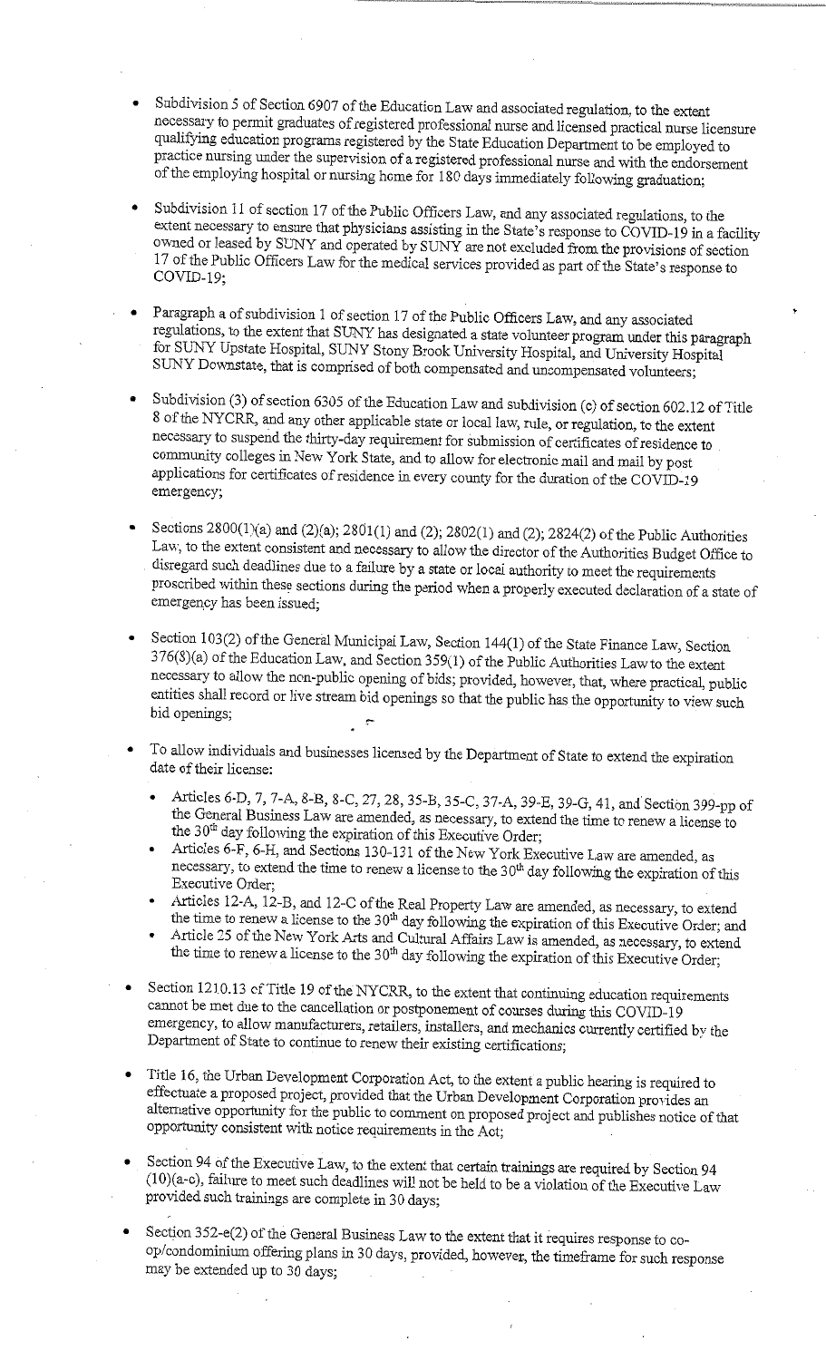- Subdivision 5 of Section 6907 of the Education Law and associated regulation, to the extent necessary to permit graduates of registered professional nurse and licensed practical nurse licensure qualifying education programs registered by the State Education Department to be employed to practice nursing under the supervision of a registered professional nurse and with the endorsement of the employing hospital or nursing home for 180 days immediately following graduation;

- Subdivision 11 of section 17 of the Public Officers Law, and any associated regulations, to the extent necessary to ensure that physicians assisting in the State's response to COVID-19 in a facility owned or leased by SUNY and operated by SUNY are not excluded from the provisions of section 17 of the Public Officers Law for the medical services provided as part of the State's response to COVID-19;

- Paragraph a of subdivision 1 of section 17 of the Public Officers Law, and any associated regulations, to the extent that SUNY has designated a state volunteer program under this paragraph for SUNY Upstate Hospital, SUNY Stony Brook University Hospital, and University Hospital SUNY Downstate, that is comprised of both compensated and uncompensated volunteers;

- Subdivision (3) of section 6305 of the Education Law and subdivision (c) of section 602.12 of Title 8 of the NYCRR, and any other applicable state or local law, rule, or regulation, to the extent necessary to suspend the thirty-day requirement for submission of certificates of residence to community colleges in New York State, and to allow for electronic mail and mail by post applications for certificates of residence in every county for the duration of the COVID-19 emergency;

- Sections 2800(1)(a) and (2)(a); 2801(1) and (2); 2802(1) and (2); 2824(2) of the Public Authorities Law, to the extent consistent and necessary to allow the director of the Authorities Budget Office to disregard such deadlines due to a failure by a state or local authority to meet the requirements proscribed within these sections during the period when a properly executed declaration of a state of emergency has been issued;

- Section 103(2) of the General Municipal Law, Section 144(1) of the State Finance Law, Section 376(8)(a) of the Education Law, and Section 359(1) of the Public Authorities Law to the extent necessary to allow the non-public opening of bids; provided, however, that, where practical, public entities shall record or live stream bid openings so that the public has the opportunity to view such bid openings;

- To allow individuals and businesses licensed by the Department of State to extend the expiration date of their license:
  - Articles 6-D, 7, 7-A, 8-B, 8-C, 27, 28, 35-B, 35-C, 37-A, 39-E, 39-G, 41, and Section 399-pp of the General Business Law are amended, as necessary, to extend the time to renew a license to the 30th day following the expiration of this Executive Order;
  - Articles 6-F, 6-H, and Sections 130-131 of the New York Executive Law are amended, as necessary, to extend the time to renew a license to the 30th day following the expiration of this Executive Order;
  - Articles 12-A, 12-B, and 12-C of the Real Property Law are amended, as necessary, to extend the time to renew a license to the 30th day following the expiration of this Executive Order; and
  - Article 25 of the New York Arts and Cultural Affairs Law is amended, as necessary, to extend the time to renew a license to the 30th day following the expiration of this Executive Order;

- Section 1210.13 of Title 19 of the NYCRR, to the extent that continuing education requirements cannot be met due to the cancellation or postponement of courses during this COVID-19 emergency, to allow manufacturers, retailers, installers, and mechanics currently certified by the Department of State to continue to renew their existing certifications;

- Title 16, the Urban Development Corporation Act, to the extent a public hearing is required to effectuate a proposed project, provided that the Urban Development Corporation provides an alternative opportunity for the public to comment on proposed project and publishes notice of that opportunity consistent with notice requirements in the Act;

- Section 94 of the Executive Law, to the extent that certain trainings are required by Section 94 (10)(a-c), failure to meet such deadlines will not be held to be a violation of the Executive Law provided such trainings are complete in 30 days;

- Section 352-e(2) of the General Business Law to the extent that it requires response to co-op/condominium offering plans in 30 days, provided, however, the timeframe for such response may be extended up to 30 days;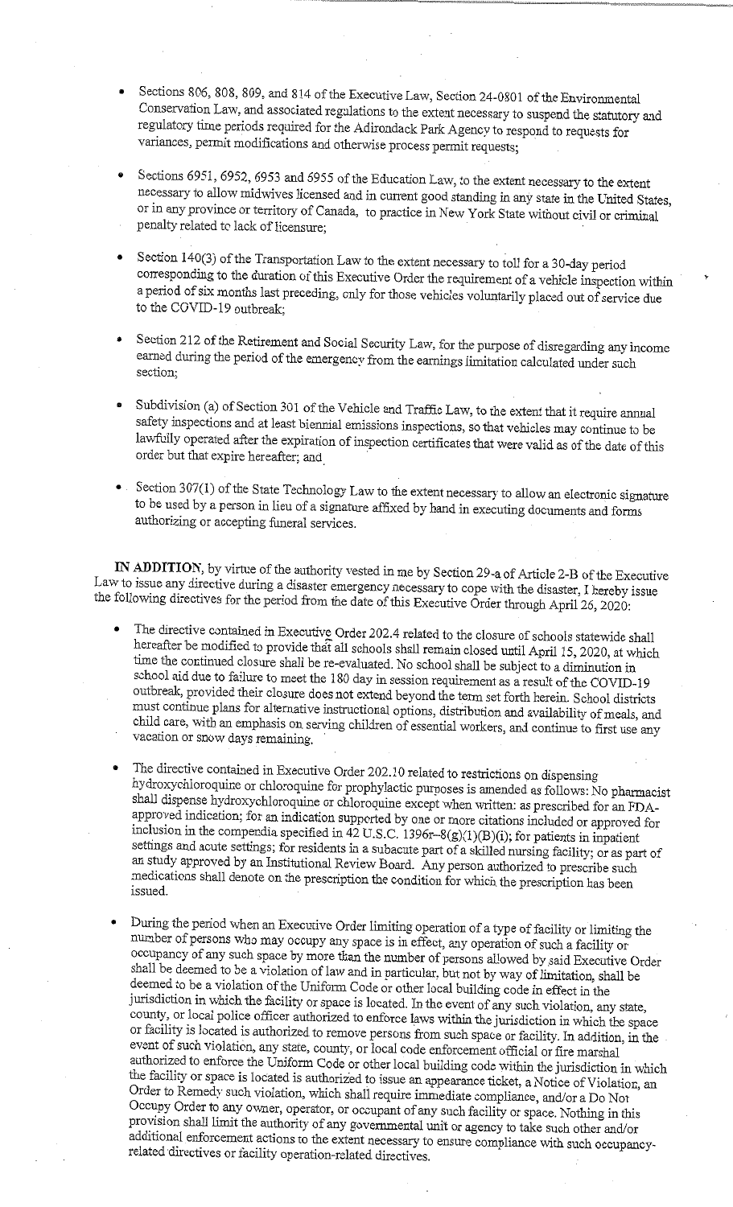- Sections 806, 808, 809, and 814 of the Executive Law, Section 24-0801 of the Environmental Conservation Law, and associated regulations to the extent necessary to suspend the statutory and regulatory time periods required for the Adirondack Park Agency to respond to requests for variances, permit modifications and otherwise process permit requests;

- Sections 6951, 6952, 6953 and 6955 of the Education Law, to the extent necessary to the extent necessary to allow midwives licensed and in current good standing in any state in the United States, or in any province or territory of Canada, to practice in New York State without civil or criminal penalty related to lack of licensure;

- Section 140(3) of the Transportation Law to the extent necessary to toll for a 30-day period corresponding to the duration of this Executive Order the requirement of a vehicle inspection within a period of six months last preceding, only for those vehicles voluntarily placed out of service due to the COVID-19 outbreak;

- Section 212 of the Retirement and Social Security Law, for the purpose of disregarding any income earned during the period of the emergency from the earnings limitation calculated under such section;

- Subdivision (a) of Section 301 of the Vehicle and Traffic Law, to the extent that it require annual safety inspections and at least biennial emissions inspections, so that vehicles may continue to be lawfully operated after the expiration of inspection certificates that were valid as of the date of this order but that expire hereafter; and

- Section 307(1) of the State Technology Law to the extent necessary to allow an electronic signature to be used by a person in lieu of a signature affixed by hand in executing documents and forms authorizing or accepting funeral services.

**IN ADDITION**, by virtue of the authority vested in me by Section 29-a of Article 2-B of the Executive Law to issue any directive during a disaster emergency necessary to cope with the disaster, I hereby issue the following directives for the period from the date of this Executive Order through April 26, 2020:

- The directive contained in Executive Order 202.4 related to the closure of schools statewide shall hereafter be modified to provide that all schools shall remain closed until April 15, 2020, at which time the continued closure shall be re-evaluated. No school shall be subject to a diminution in school aid due to failure to meet the 180 day in session requirement as a result of the COVID-19 outbreak, provided their closure does not extend beyond the term set forth herein. School districts must continue plans for alternative instructional options, distribution and availability of meals, and child care, with an emphasis on serving children of essential workers, and continue to first use any vacation or snow days remaining.

- The directive contained in Executive Order 202.10 related to restrictions on dispensing hydroxychloroquine or chloroquine for prophylactic purposes is amended as follows: No pharmacist shall dispense hydroxychloroquine or chloroquine except when written: as prescribed for an FDA-approved indication; for an indication supported by one or more citations included or approved for inclusion in the compendia specified in 42 U.S.C. 1396r–8(g)(1)(B)(i); for patients in inpatient settings and acute settings; for residents in a subacute part of a skilled nursing facility; or as part of an study approved by an Institutional Review Board. Any person authorized to prescribe such medications shall denote on the prescription the condition for which the prescription has been issued.

- During the period when an Executive Order limiting operation of a type of facility or limiting the number of persons who may occupy any space is in effect, any operation of such a facility or occupancy of any such space by more than the number of persons allowed by said Executive Order shall be deemed to be a violation of law and in particular, but not by way of limitation, shall be deemed to be a violation of the Uniform Code or other local building code in effect in the jurisdiction in which the facility or space is located. In the event of any such violation, any state, county, or local police officer authorized to enforce laws within the jurisdiction in which the space or facility is located is authorized to remove persons from such space or facility. In addition, in the event of such violation, any state, county, or local code enforcement official or fire marshal authorized to enforce the Uniform Code or other local building code within the jurisdiction in which the facility or space is located is authorized to issue an appearance ticket, a Notice of Violation, an Order to Remedy such violation, which shall require immediate compliance, and/or a Do Not Occupy Order to any owner, operator, or occupant of any such facility or space. Nothing in this provision shall limit the authority of any governmental unit or agency to take such other and/or additional enforcement actions to the extent necessary to ensure compliance with such occupancy-related directives or facility operation-related directives.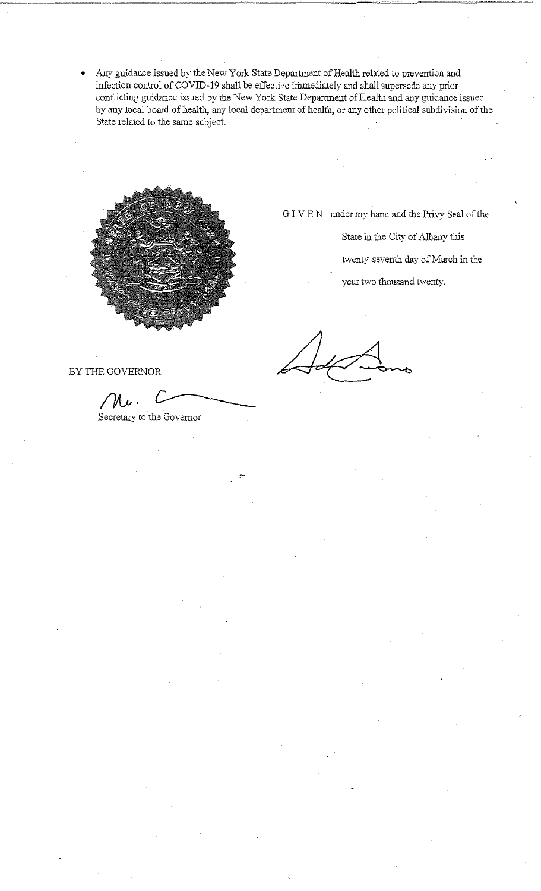- Any guidance issued by the New York State Department of Health related to prevention and infection control of COVID-19 shall be effective immediately and shall supersede any prior conflicting guidance issued by the New York State Department of Health and any guidance issued by any local board of health, any local department of health, or any other political subdivision of the State related to the same subject.

G I V E N under my hand and the Privy Seal of the State in the City of Albany this twenty-seventh day of March in the year two thousand twenty.

BY THE GOVERNOR

Secretary to the Governor